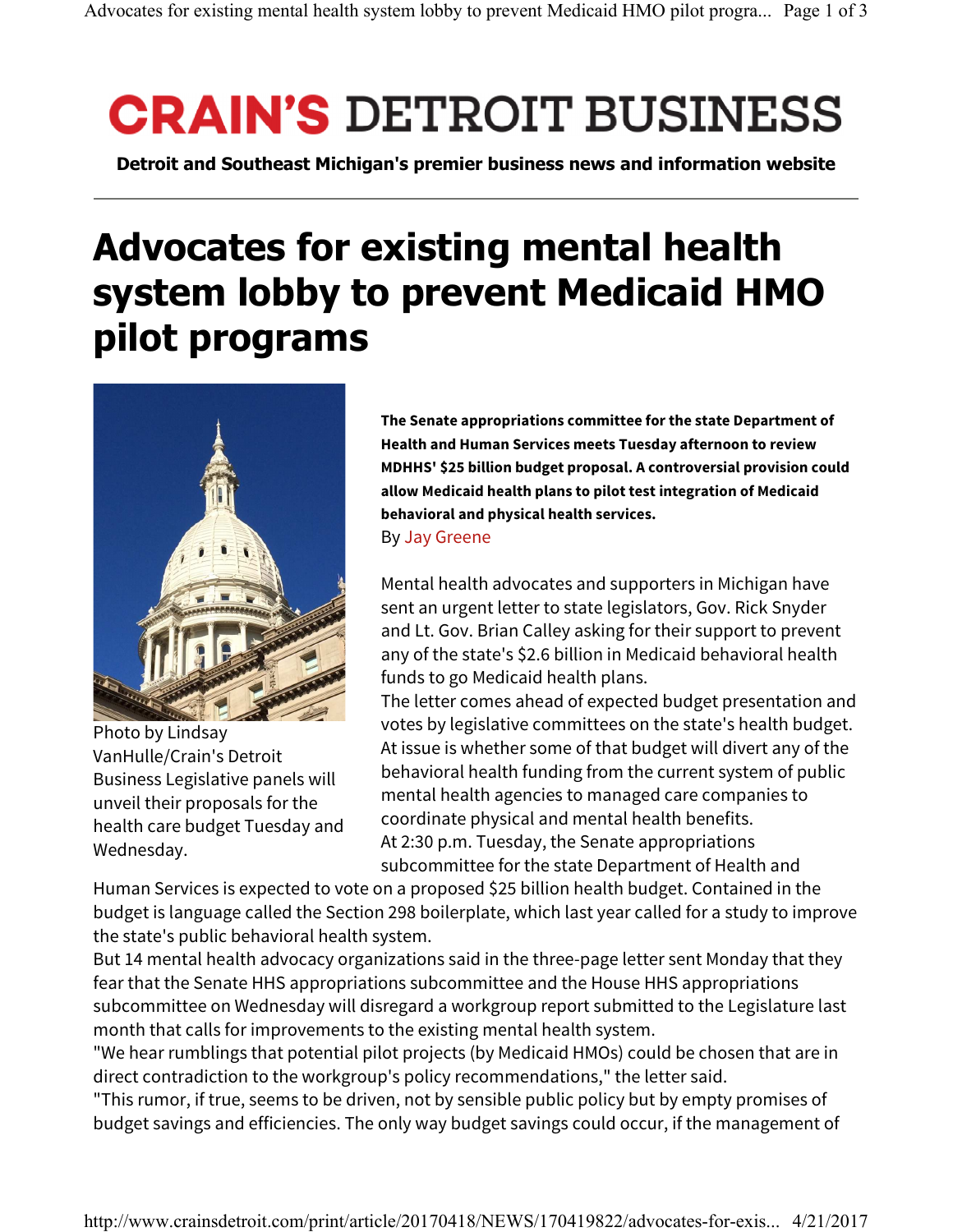# CRAIN'S DETROIT BUSINESS

**Detroit and Southeast Michigan's premier business news and information website**

# Advocates for existing mental health system lobby to prevent Medicaid HMO pilot programs

Photo by Lindsay VanHulle/Crain's Detroit Business Legislative panels will unveil their proposals for the health care budget Tuesday and Wednesday.

**The Senate appropriations committee for the state Department of Health and Human Services meets Tuesday afternoon to review MDHHS' $25 billion budget proposal. A controversial provision could allow Medicaid health plans to pilot test integration of Medicaid behavioral and physical health services.**

By Jay Greene

Mental health advocates and supporters in Michigan have sent an urgent letter to state legislators, Gov. Rick Snyder and Lt. Gov. Brian Calley asking for their support to prevent any of the state's $2.6 billion in Medicaid behavioral health funds to go Medicaid health plans.

The letter comes ahead of expected budget presentation and votes by legislative committees on the state's health budget. At issue is whether some of that budget will divert any of the behavioral health funding from the current system of public mental health agencies to managed care companies to coordinate physical and mental health benefits.

At 2:30 p.m. Tuesday, the Senate appropriations subcommittee for the state Department of Health and Human Services is expected to vote on a proposed $25 billion health budget. Contained in the budget is language called the Section 298 boilerplate, which last year called for a study to improve the state's public behavioral health system.

But 14 mental health advocacy organizations said in the three-page letter sent Monday that they fear that the Senate HHS appropriations subcommittee and the House HHS appropriations subcommittee on Wednesday will disregard a workgroup report submitted to the Legislature last month that calls for improvements to the existing mental health system.

"We hear rumblings that potential pilot projects (by Medicaid HMOs) could be chosen that are in direct contradiction to the workgroup's policy recommendations," the letter said.

"This rumor, if true, seems to be driven, not by sensible public policy but by empty promises of budget savings and efficiencies. The only way budget savings could occur, if the management of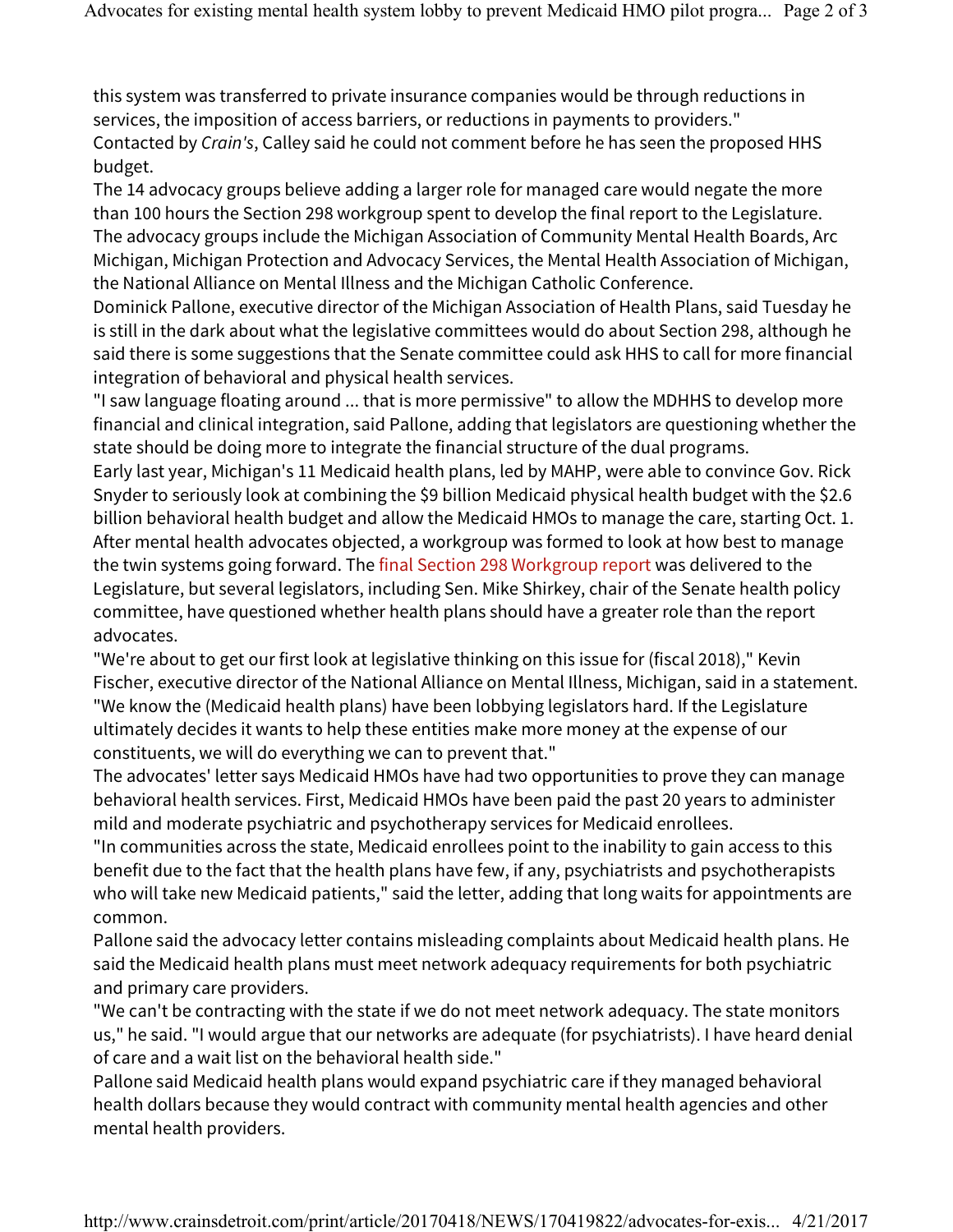this system was transferred to private insurance companies would be through reductions in services, the imposition of access barriers, or reductions in payments to providers."

Contacted by *Crain's*, Calley said he could not comment before he has seen the proposed HHS budget.

The 14 advocacy groups believe adding a larger role for managed care would negate the more than 100 hours the Section 298 workgroup spent to develop the final report to the Legislature.

The advocacy groups include the Michigan Association of Community Mental Health Boards, Arc Michigan, Michigan Protection and Advocacy Services, the Mental Health Association of Michigan, the National Alliance on Mental Illness and the Michigan Catholic Conference.

Dominick Pallone, executive director of the Michigan Association of Health Plans, said Tuesday he is still in the dark about what the legislative committees would do about Section 298, although he said there is some suggestions that the Senate committee could ask HHS to call for more financial integration of behavioral and physical health services.

"I saw language floating around ... that is more permissive" to allow the MDHHS to develop more financial and clinical integration, said Pallone, adding that legislators are questioning whether the state should be doing more to integrate the financial structure of the dual programs.

Early last year, Michigan's 11 Medicaid health plans, led by MAHP, were able to convince Gov. Rick Snyder to seriously look at combining the $9 billion Medicaid physical health budget with the $2.6 billion behavioral health budget and allow the Medicaid HMOs to manage the care, starting Oct. 1. After mental health advocates objected, a workgroup was formed to look at how best to manage the twin systems going forward. The final Section 298 Workgroup report was delivered to the Legislature, but several legislators, including Sen. Mike Shirkey, chair of the Senate health policy committee, have questioned whether health plans should have a greater role than the report advocates.

"We're about to get our first look at legislative thinking on this issue for (fiscal 2018)," Kevin Fischer, executive director of the National Alliance on Mental Illness, Michigan, said in a statement. "We know the (Medicaid health plans) have been lobbying legislators hard. If the Legislature ultimately decides it wants to help these entities make more money at the expense of our constituents, we will do everything we can to prevent that."

The advocates' letter says Medicaid HMOs have had two opportunities to prove they can manage behavioral health services. First, Medicaid HMOs have been paid the past 20 years to administer mild and moderate psychiatric and psychotherapy services for Medicaid enrollees.

"In communities across the state, Medicaid enrollees point to the inability to gain access to this benefit due to the fact that the health plans have few, if any, psychiatrists and psychotherapists who will take new Medicaid patients," said the letter, adding that long waits for appointments are common.

Pallone said the advocacy letter contains misleading complaints about Medicaid health plans. He said the Medicaid health plans must meet network adequacy requirements for both psychiatric and primary care providers.

"We can't be contracting with the state if we do not meet network adequacy. The state monitors us," he said. "I would argue that our networks are adequate (for psychiatrists). I have heard denial of care and a wait list on the behavioral health side."

Pallone said Medicaid health plans would expand psychiatric care if they managed behavioral health dollars because they would contract with community mental health agencies and other mental health providers.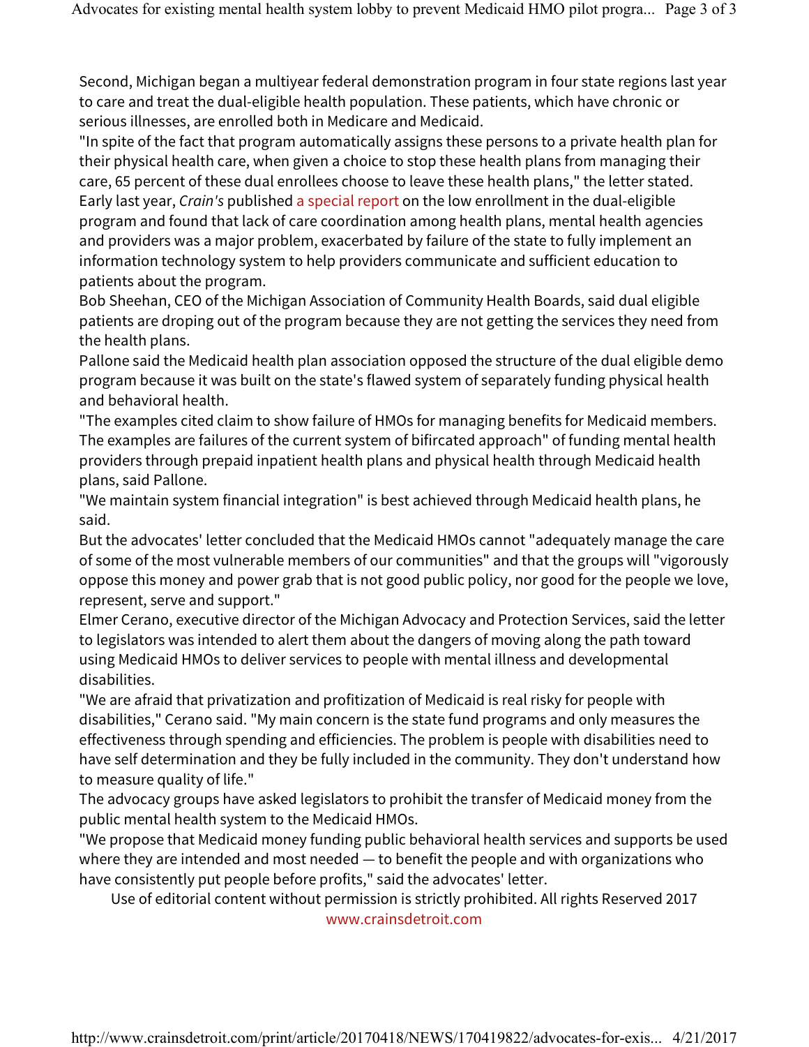Second, Michigan began a multiyear federal demonstration program in four state regions last year to care and treat the dual-eligible health population. These patients, which have chronic or serious illnesses, are enrolled both in Medicare and Medicaid.

"In spite of the fact that program automatically assigns these persons to a private health plan for their physical health care, when given a choice to stop these health plans from managing their care, 65 percent of these dual enrollees choose to leave these health plans," the letter stated.

Early last year, *Crain's* published a special report on the low enrollment in the dual-eligible program and found that lack of care coordination among health plans, mental health agencies and providers was a major problem, exacerbated by failure of the state to fully implement an information technology system to help providers communicate and sufficient education to patients about the program.

Bob Sheehan, CEO of the Michigan Association of Community Health Boards, said dual eligible patients are droping out of the program because they are not getting the services they need from the health plans.

Pallone said the Medicaid health plan association opposed the structure of the dual eligible demo program because it was built on the state's flawed system of separately funding physical health and behavioral health.

"The examples cited claim to show failure of HMOs for managing benefits for Medicaid members. The examples are failures of the current system of bifircated approach" of funding mental health providers through prepaid inpatient health plans and physical health through Medicaid health plans, said Pallone.

"We maintain system financial integration" is best achieved through Medicaid health plans, he said.

But the advocates' letter concluded that the Medicaid HMOs cannot "adequately manage the care of some of the most vulnerable members of our communities" and that the groups will "vigorously oppose this money and power grab that is not good public policy, nor good for the people we love, represent, serve and support."

Elmer Cerano, executive director of the Michigan Advocacy and Protection Services, said the letter to legislators was intended to alert them about the dangers of moving along the path toward using Medicaid HMOs to deliver services to people with mental illness and developmental disabilities.

"We are afraid that privatization and profitization of Medicaid is real risky for people with disabilities," Cerano said. "My main concern is the state fund programs and only measures the effectiveness through spending and efficiencies. The problem is people with disabilities need to have self determination and they be fully included in the community. They don't understand how to measure quality of life."

The advocacy groups have asked legislators to prohibit the transfer of Medicaid money from the public mental health system to the Medicaid HMOs.

"We propose that Medicaid money funding public behavioral health services and supports be used where they are intended and most needed — to benefit the people and with organizations who have consistently put people before profits," said the advocates' letter.

Use of editorial content without permission is strictly prohibited. All rights Reserved 2017

www.crainsdetroit.com